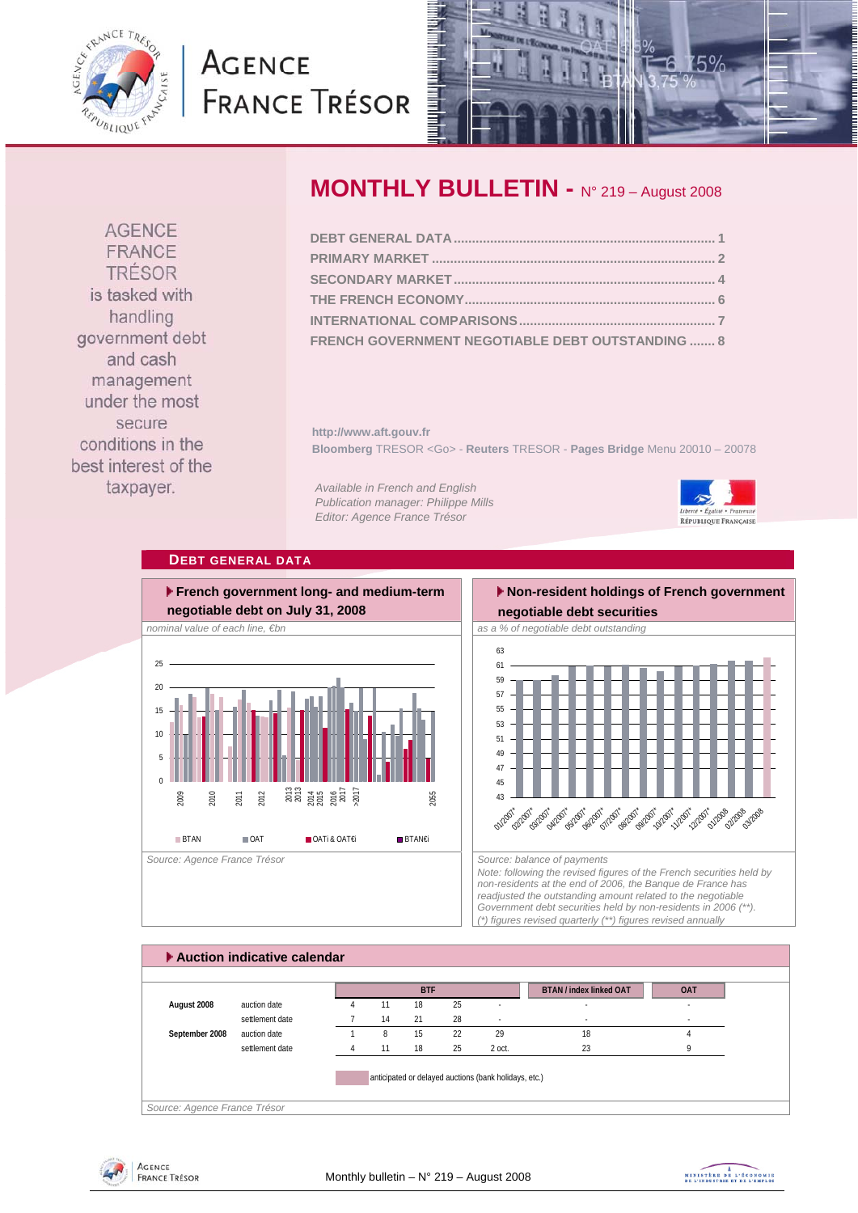# AGENCE FRANCE TRÉSOR

## MONTHLY BULLETIN - N° 219 – August 2008

AGENCE FRANCE TRÉSOR is tasked with handling government debt and cash management under the most secure conditions in the best interest of the taxpayer.

| | |
|---|---|
| DEBT GENERAL DATA | 1 |
| PRIMARY MARKET | 2 |
| SECONDARY MARKET | 4 |
| THE FRENCH ECONOMY | 6 |
| INTERNATIONAL COMPARISONS | 7 |
| FRENCH GOVERNMENT NEGOTIABLE DEBT OUTSTANDING | 8 |

http://www.aft.gouv.fr

**Bloomberg** TRESOR <Go> - **Reuters** TRESOR - **Pages Bridge** Menu 20010 – 20078

*Available in French and English*
*Publication manager: Philippe Mills*
*Editor: Agence France Trésor*

## DEBT GENERAL DATA

### French government long- and medium-term negotiable debt on July 31, 2008

*nominal value of each line, €bn*

Legend: BTAN, OAT, OATi & OAT€i, BTAN€i

*Source: Agence France Trésor*

### Non-resident holdings of French government negotiable debt securities

*as a % of negotiable debt outstanding*

*Source: balance of payments*
*Note: following the revised figures of the French securities held by non-residents at the end of 2006, the Banque de France has readjusted the outstanding amount related to the negotiable Government debt securities held by non-residents in 2006 (\*\*).*
*(\*) figures revised quarterly (\*\*) figures revised annually*

### Auction indicative calendar

| | | BTF | | | | | BTAN / index linked OAT | OAT |
|---|---|---|---|---|---|---|---|---|
| August 2008 | auction date | 4 | 11 | 18 | 25 | - | - | - |
| | settlement date | 7 | 14 | 21 | 28 | - | - | - |
| September 2008 | auction date | 1 | 8 | 15 | 22 | 29 | 18 | 4 |
| | settlement date | 4 | 11 | 18 | 25 | 2 oct. | 23 | 9 |

anticipated or delayed auctions (bank holidays, etc.)

*Source: Agence France Trésor*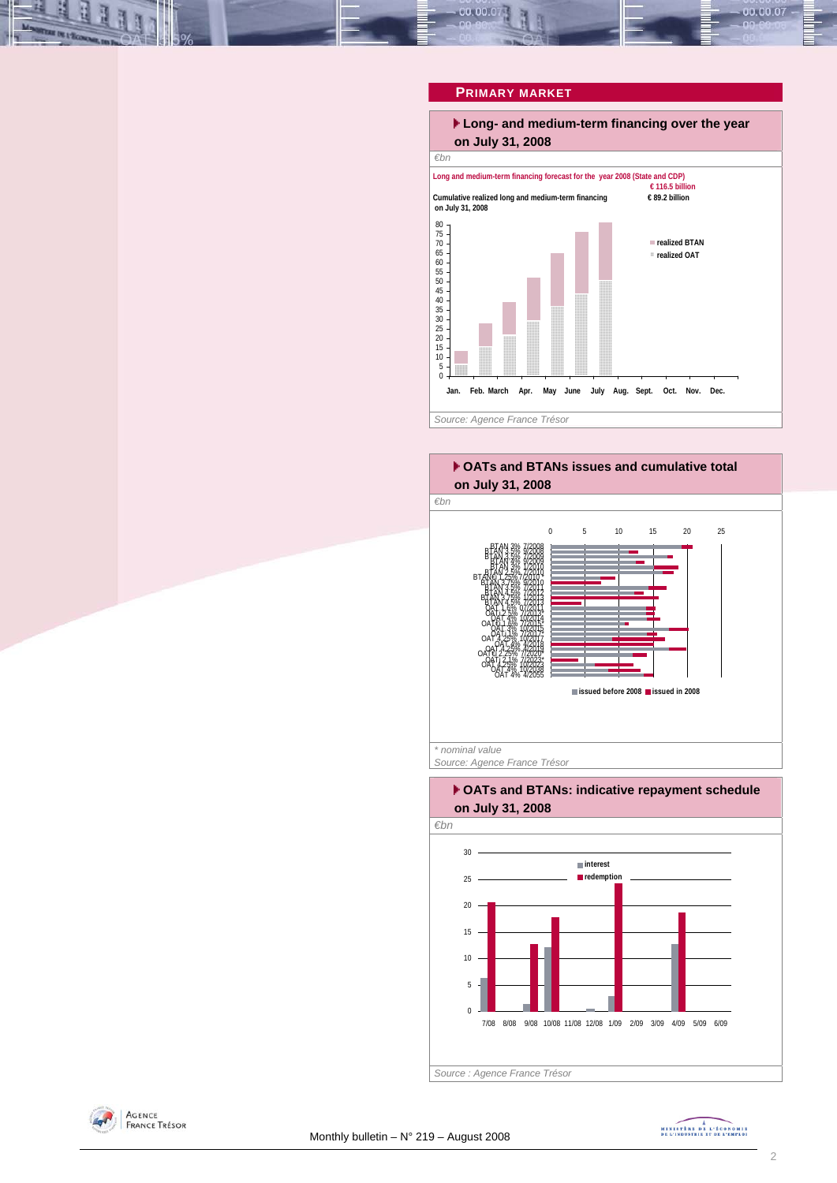## PRIMARY MARKET

### Long- and medium-term financing over the year on July 31, 2008

*€bn*

Long and medium-term financing forecast for the year 2008 (State and CDP) — **€ 116.5 billion**

Cumulative realized long and medium-term financing on July 31, 2008 — **€ 89.2 billion**

realized BTAN
realized OAT

Jan. Feb. March Apr. May June July Aug. Sept. Oct. Nov. Dec.

*Source: Agence France Trésor*

### OATs and BTANs issues and cumulative total on July 31, 2008

*€bn*

BTAN 3% 7/2008
BTAN 3.5% 9/2008
BTAN 3.5% 7/2009
BTAN 4% 9/2009
BTAN 3% 1/2010
BTAN 2.5% 7/2010
BTAN€i 1.25% 7/2010
BTAN 3.75% 9/2010
BTAN 3.5% 7/2011
BTAN 4.5% 7/2012
BTAN 3.75% 1/2013
BTAN 4.5% 7/2013
OAT€i 1.6% 7/2011*
OATi 2.5% 7/2013*
OAT 4% 10/2014
OAT€i 1.6% 7/2015*
OAT 3% 10/2015
OATi 1% 7/2017*
OAT 4.25% 10/2017
OAT 4% 4/2018
OAT 4.25% 4/2019
OAT€i 2.25% 7/2020*
OATi 2.1% 7/2023*
OAT 4.25% 10/2023
OAT 5% 10/2038
OAT 4% 4/2055

issued before 2008 — issued in 2008

*\* nominal value*

*Source: Agence France Trésor*

### OATs and BTANs: indicative repayment schedule on July 31, 2008

*€bn*

interest
redemption

7/08 8/08 9/08 10/08 11/08 12/08 1/09 2/09 3/09 4/09 5/09 6/09

*Source : Agence France Trésor*

Monthly bulletin – N° 219 – August 2008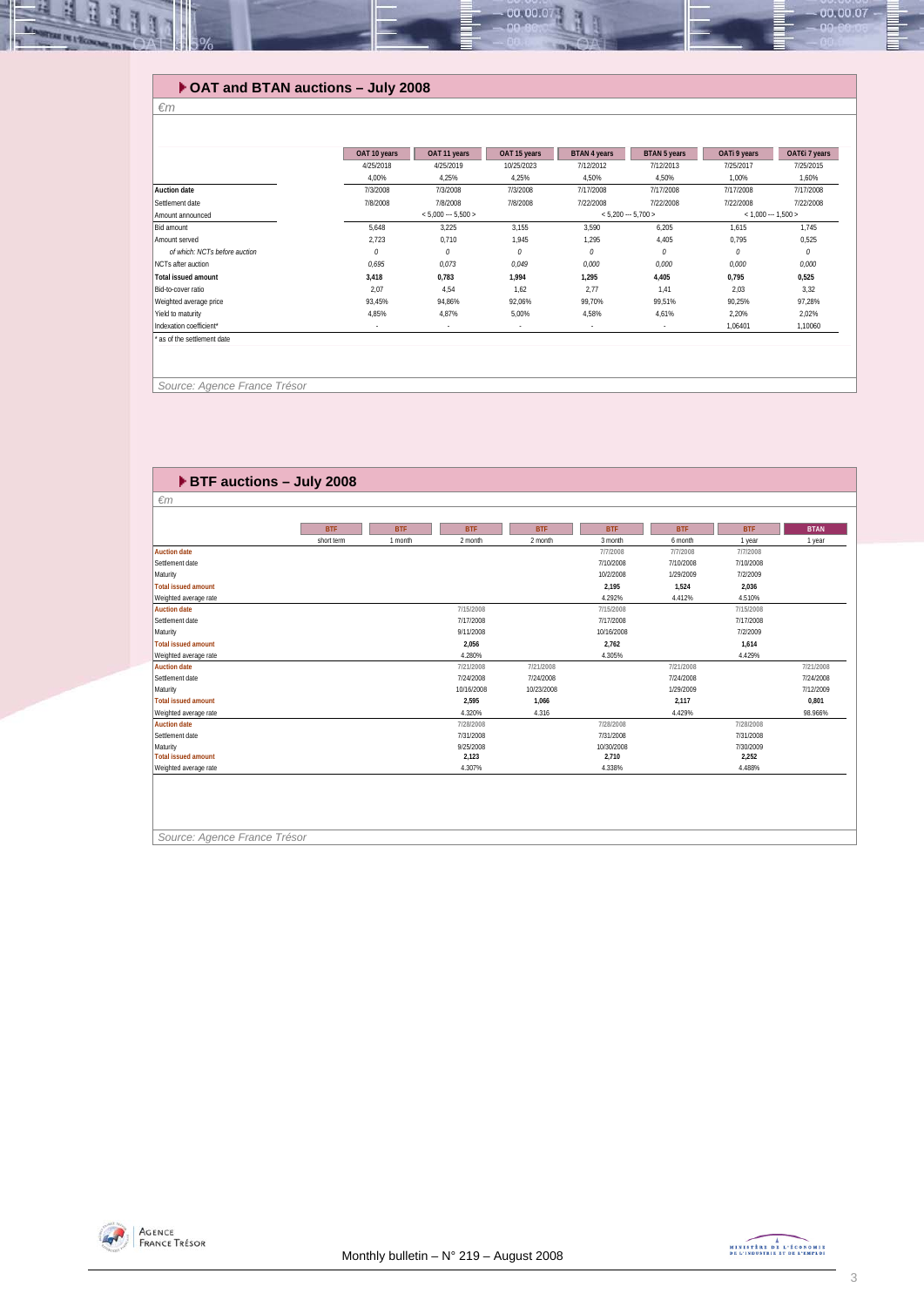## OAT and BTAN auctions – July 2008

*€m*

| | OAT 10 years | OAT 11 years | OAT 15 years | BTAN 4 years | BTAN 5 years | OATi 9 years | OAT€i 7 years |
|---|---|---|---|---|---|---|---|
| | 4/25/2018 | 4/25/2019 | 10/25/2023 | 7/12/2012 | 7/12/2013 | 7/25/2017 | 7/25/2015 |
| | 4,00% | 4,25% | 4,25% | 4,50% | 4,50% | 1,00% | 1,60% |
| **Auction date** | 7/3/2008 | 7/3/2008 | 7/3/2008 | 7/17/2008 | 7/17/2008 | 7/17/2008 | 7/17/2008 |
| Settlement date | 7/8/2008 | 7/8/2008 | 7/8/2008 | 7/22/2008 | 7/22/2008 | 7/22/2008 | 7/22/2008 |
| Amount announced | < 5,000 --- 5,500 > | | | < 5,200 --- 5,700 > | | < 1,000 --- 1,500 > | |
| Bid amount | 5,648 | 3,225 | 3,155 | 3,590 | 6,205 | 1,615 | 1,745 |
| Amount served | 2,723 | 0,710 | 1,945 | 1,295 | 4,405 | 0,795 | 0,525 |
| *of which: NCTs before auction* | *0* | *0* | *0* | *0* | *0* | *0* | *0* |
| NCTs after auction | *0,695* | *0,073* | *0,049* | *0,000* | *0,000* | *0,000* | *0,000* |
| **Total issued amount** | **3,418** | **0,783** | **1,994** | **1,295** | **4,405** | **0,795** | **0,525** |
| Bid-to-cover ratio | 2,07 | 4,54 | 1,62 | 2,77 | 1,41 | 2,03 | 3,32 |
| Weighted average price | 93,45% | 94,86% | 92,06% | 99,70% | 99,51% | 90,25% | 97,28% |
| Yield to maturity | 4,85% | 4,87% | 5,00% | 4,58% | 4,61% | 2,20% | 2,02% |
| Indexation coefficient* | - | - | - | - | - | 1,06401 | 1,10060 |

\* as of the settlement date

*Source: Agence France Trésor*

## BTF auctions – July 2008

*€m*

| | BTF | BTF | BTF | BTF | BTF | BTF | BTF | BTAN |
|---|---|---|---|---|---|---|---|---|
| | short term | 1 month | 2 month | 2 month | 3 month | 6 month | 1 year | 1 year |
| **Auction date** | | | | | 7/7/2008 | 7/7/2008 | 7/7/2008 | |
| Settlement date | | | | | 7/10/2008 | 7/10/2008 | 7/10/2008 | |
| Maturity | | | | | 10/2/2008 | 1/29/2009 | 7/2/2009 | |
| **Total issued amount** | | | | | **2,195** | **1,524** | **2,036** | |
| Weighted average rate | | | | | 4.292% | 4.412% | 4.510% | |
| **Auction date** | | | 7/15/2008 | | 7/15/2008 | | 7/15/2008 | |
| Settlement date | | | 7/17/2008 | | 7/17/2008 | | 7/17/2008 | |
| Maturity | | | 9/11/2008 | | 10/16/2008 | | 7/2/2009 | |
| **Total issued amount** | | | **2,056** | | **2,762** | | **1,614** | |
| Weighted average rate | | | 4.280% | | 4.305% | | 4.429% | |
| **Auction date** | | | 7/21/2008 | 7/21/2008 | | 7/21/2008 | | 7/21/2008 |
| Settlement date | | | 7/24/2008 | 7/24/2008 | | 7/24/2008 | | 7/24/2008 |
| Maturity | | | 10/16/2008 | 10/23/2008 | | 1/29/2009 | | 7/12/2009 |
| **Total issued amount** | | | **2,595** | **1,066** | | **2,117** | | **0,801** |
| Weighted average rate | | | 4.320% | 4.316 | | 4.429% | | 98.966% |
| **Auction date** | | | 7/28/2008 | | 7/28/2008 | | 7/28/2008 | |
| Settlement date | | | 7/31/2008 | | 7/31/2008 | | 7/31/2008 | |
| Maturity | | | 9/25/2008 | | 10/30/2008 | | 7/30/2009 | |
| **Total issued amount** | | | **2,123** | | **2,710** | | **2,252** | |
| Weighted average rate | | | 4.307% | | 4.338% | | 4.488% | |

*Source: Agence France Trésor*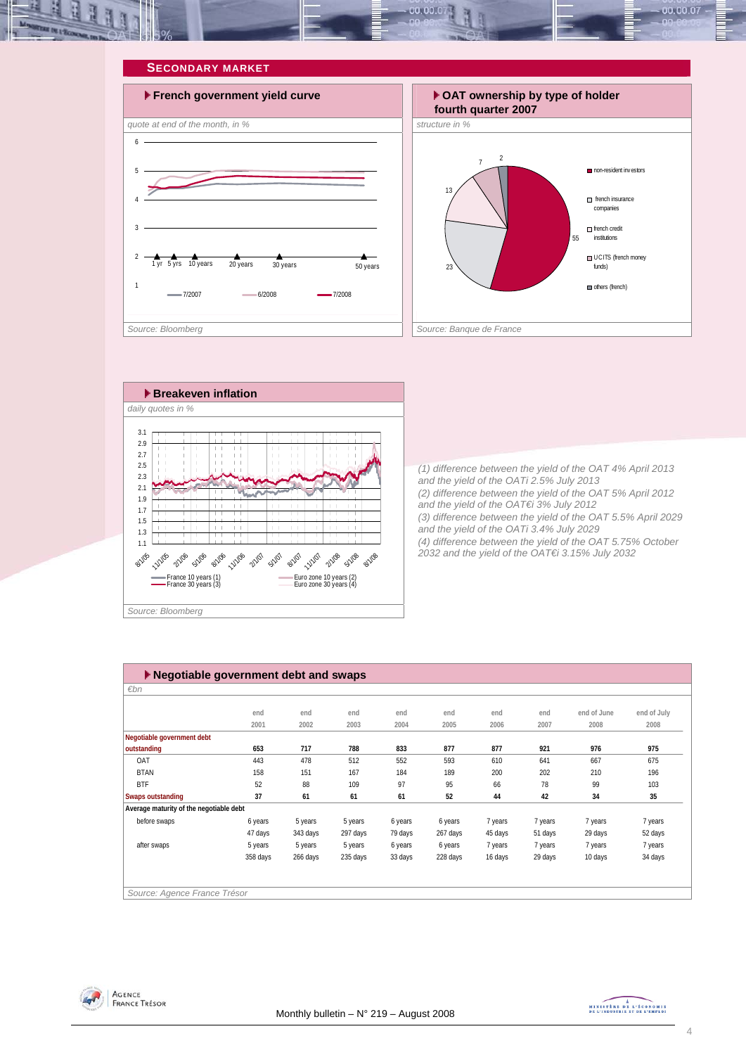## SECONDARY MARKET

### French government yield curve

*quote at end of the month, in %*

1 yr, 5 yrs, 10 years, 20 years, 30 years, 50 years

7/2007 — 6/2008 — 7/2008

*Source: Bloomberg*

### OAT ownership by type of holder fourth quarter 2007

*structure in %*

- non-resident investors: 55
- french insurance companies: 23
- french credit institutions: 13
- UCITS (french money funds): 7
- others (french): 2

*Source: Banque de France*

### Breakeven inflation

*daily quotes in %*

France 10 years (1) — France 30 years (3) — Euro zone 10 years (2) — Euro zone 30 years (4)

*Source: Bloomberg*

*(1) difference between the yield of the OAT 4% April 2013 and the yield of the OATi 2.5% July 2013*
*(2) difference between the yield of the OAT 5% April 2012 and the yield of the OAT€i 3% July 2012*
*(3) difference between the yield of the OAT 5.5% April 2029 and the yield of the OATi 3.4% July 2029*
*(4) difference between the yield of the OAT 5.75% October 2032 and the yield of the OAT€i 3.15% July 2032*

### Negotiable government debt and swaps

*€bn*

| | end 2001 | end 2002 | end 2003 | end 2004 | end 2005 | end 2006 | end 2007 | end of June 2008 | end of July 2008 |
|---|---|---|---|---|---|---|---|---|---|
| **Negotiable government debt outstanding** | **653** | **717** | **788** | **833** | **877** | **877** | **921** | **976** | **975** |
| OAT | 443 | 478 | 512 | 552 | 593 | 610 | 641 | 667 | 675 |
| BTAN | 158 | 151 | 167 | 184 | 189 | 200 | 202 | 210 | 196 |
| BTF | 52 | 88 | 109 | 97 | 95 | 66 | 78 | 99 | 103 |
| **Swaps outstanding** | **37** | **61** | **61** | **61** | **52** | **44** | **42** | **34** | **35** |
| **Average maturity of the negotiable debt** | | | | | | | | | |
| before swaps | 6 years | 5 years | 5 years | 6 years | 6 years | 7 years | 7 years | 7 years | 7 years |
| | 47 days | 343 days | 297 days | 79 days | 267 days | 45 days | 51 days | 29 days | 52 days |
| after swaps | 5 years | 5 years | 5 years | 6 years | 6 years | 7 years | 7 years | 7 years | 7 years |
| | 358 days | 266 days | 235 days | 33 days | 228 days | 16 days | 29 days | 10 days | 34 days |

*Source: Agence France Trésor*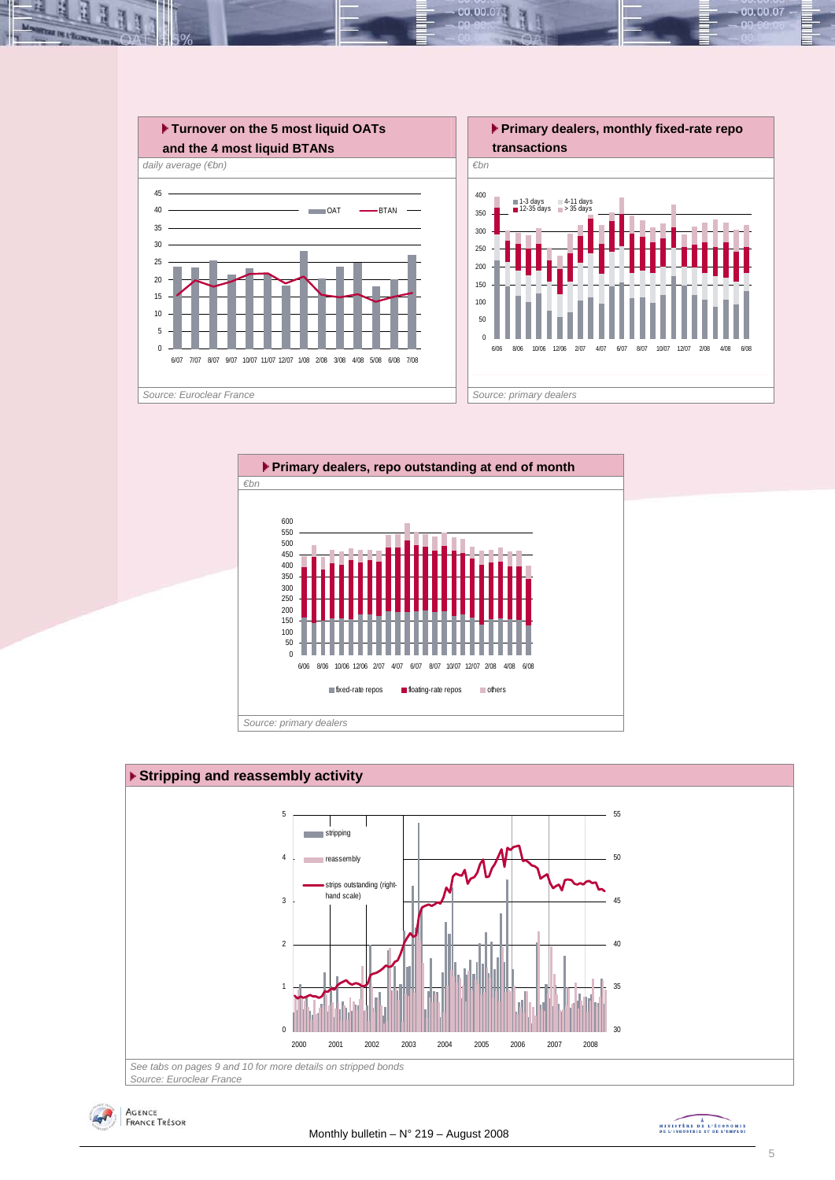## Turnover on the 5 most liquid OATs and the 4 most liquid BTANs

*daily average (€bn)*

*Source: Euroclear France*

## Primary dealers, monthly fixed-rate repo transactions

*€bn*

*Source: primary dealers*

## Primary dealers, repo outstanding at end of month

*€bn*

*Source: primary dealers*

## Stripping and reassembly activity

*See tabs on pages 9 and 10 for more details on stripped bonds*
*Source: Euroclear France*

Monthly bulletin – N° 219 – August 2008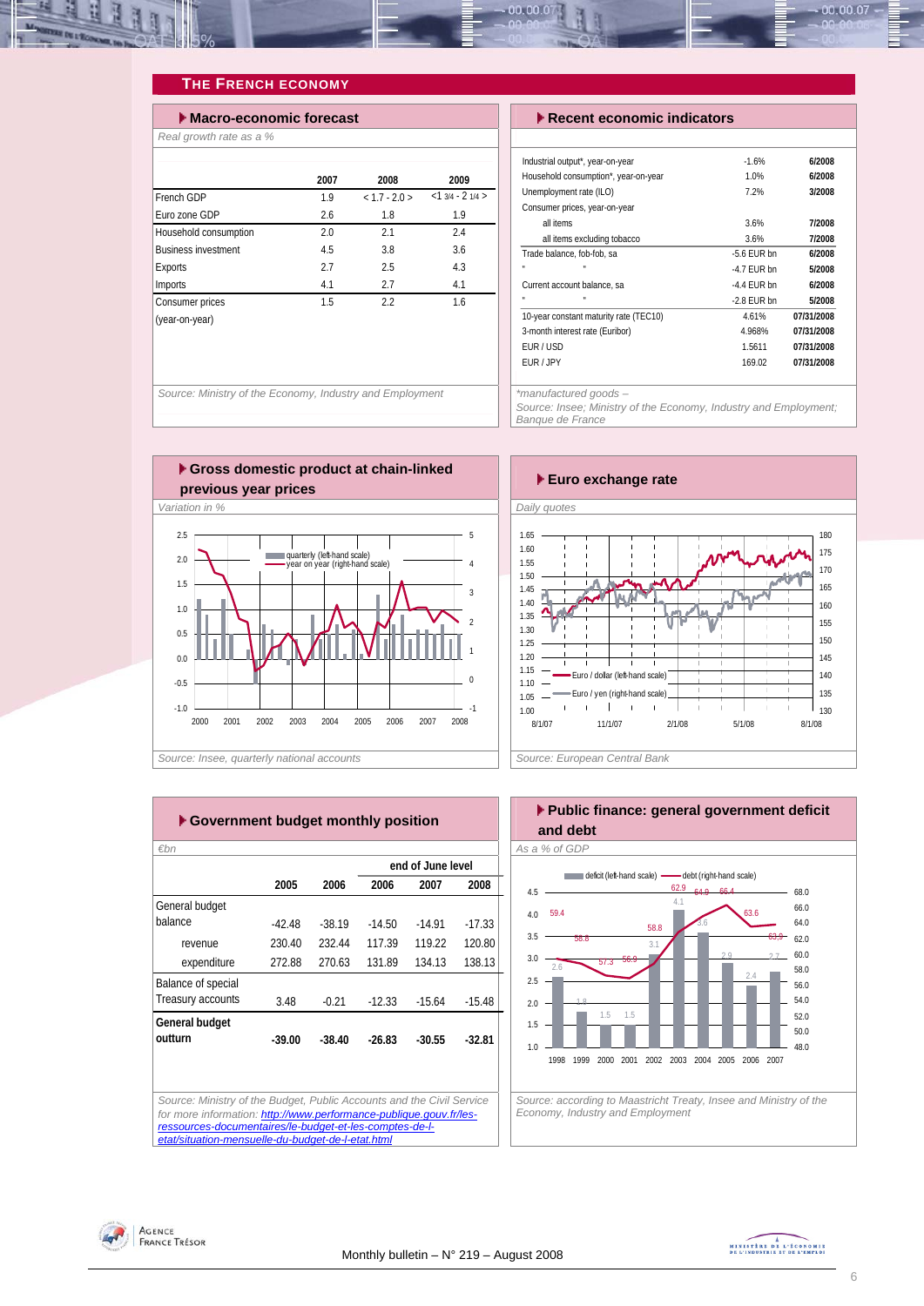## THE FRENCH ECONOMY

### Macro-economic forecast

*Real growth rate as a %*

| | 2007 | 2008 | 2009 |
|---|---|---|---|
| French GDP | 1.9 | < 1.7 - 2.0 > | <1 3/4 - 2 1/4 > |
| Euro zone GDP | 2.6 | 1.8 | 1.9 |
| Household consumption | 2.0 | 2.1 | 2.4 |
| Business investment | 4.5 | 3.8 | 3.6 |
| Exports | 2.7 | 2.5 | 4.3 |
| Imports | 4.1 | 2.7 | 4.1 |
| Consumer prices (year-on-year) | 1.5 | 2.2 | 1.6 |

*Source: Ministry of the Economy, Industry and Employment*

### Recent economic indicators

| | | |
|---|---|---|
| Industrial output*, year-on-year | -1.6% | 6/2008 |
| Household consumption*, year-on-year | 1.0% | 6/2008 |
| Unemployment rate (ILO) | 7.2% | 3/2008 |
| Consumer prices, year-on-year | | |
| all items | 3.6% | 7/2008 |
| all items excluding tobacco | 3.6% | 7/2008 |
| Trade balance, fob-fob, sa | -5.6 EUR bn | 6/2008 |
| " " | -4.7 EUR bn | 5/2008 |
| Current account balance, sa | -4.4 EUR bn | 6/2008 |
| " " | -2.8 EUR bn | 5/2008 |
| 10-year constant maturity rate (TEC10) | 4.61% | 07/31/2008 |
| 3-month interest rate (Euribor) | 4.968% | 07/31/2008 |
| EUR / USD | 1.5611 | 07/31/2008 |
| EUR / JPY | 169.02 | 07/31/2008 |

*\*manufactured goods –*
*Source: Insee; Ministry of the Economy, Industry and Employment; Banque de France*

### Gross domestic product at chain-linked previous year prices

*Variation in %*

*Source: Insee, quarterly national accounts*

### Euro exchange rate

*Daily quotes*

*Source: European Central Bank*

### Government budget monthly position

*€bn*

| | 2005 | 2006 | end of June level 2006 | 2007 | 2008 |
|---|---|---|---|---|---|
| General budget balance | -42.48 | -38.19 | -14.50 | -14.91 | -17.33 |
| revenue | 230.40 | 232.44 | 117.39 | 119.22 | 120.80 |
| expenditure | 272.88 | 270.63 | 131.89 | 134.13 | 138.13 |
| Balance of special Treasury accounts | 3.48 | -0.21 | -12.33 | -15.64 | -15.48 |
| **General budget outturn** | **-39.00** | **-38.40** | **-26.83** | **-30.55** | **-32.81** |

*Source: Ministry of the Budget, Public Accounts and the Civil Service*
*for more information: http://www.performance-publique.gouv.fr/les-ressources-documentaires/le-budget-et-les-comptes-de-l-etat/situation-mensuelle-du-budget-de-l-etat.html*

### Public finance: general government deficit and debt

*As a % of GDP*

*Source: according to Maastricht Treaty, Insee and Ministry of the Economy, Industry and Employment*

Monthly bulletin – N° 219 – August 2008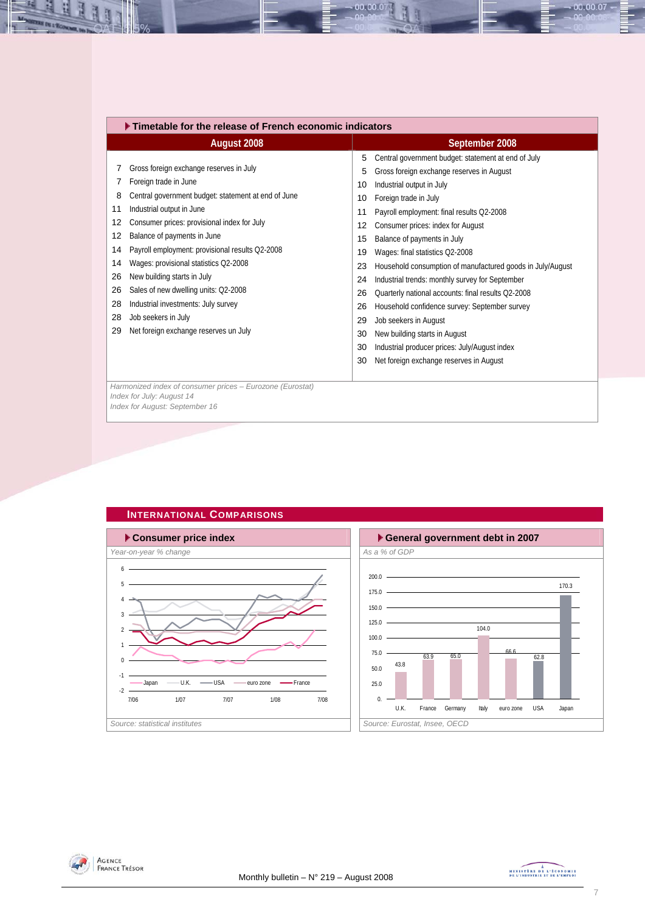## Timetable for the release of French economic indicators

| August 2008 | | September 2008 | |
|---|---|---|---|
| 7 | Gross foreign exchange reserves in July | 5 | Central government budget: statement at end of July |
| 7 | Foreign trade in June | 5 | Gross foreign exchange reserves in August |
| 8 | Central government budget: statement at end of June | 10 | Industrial output in July |
| 11 | Industrial output in June | 10 | Foreign trade in July |
| 12 | Consumer prices: provisional index for July | 11 | Payroll employment: final results Q2-2008 |
| 12 | Balance of payments in June | 12 | Consumer prices: index for August |
| 14 | Payroll employment: provisional results Q2-2008 | 15 | Balance of payments in July |
| 14 | Wages: provisional statistics Q2-2008 | 19 | Wages: final statistics Q2-2008 |
| 26 | New building starts in July | 23 | Household consumption of manufactured goods in July/August |
| 26 | Sales of new dwelling units: Q2-2008 | 24 | Industrial trends: monthly survey for September |
| 28 | Industrial investments: July survey | 26 | Quarterly national accounts: final results Q2-2008 |
| 28 | Job seekers in July | 26 | Household confidence survey: September survey |
| 29 | Net foreign exchange reserves un July | 29 | Job seekers in August |
| | | 30 | New building starts in August |
| | | 30 | Industrial producer prices: July/August index |
| | | 30 | Net foreign exchange reserves in August |

*Harmonized index of consumer prices – Eurozone (Eurostat)*
*Index for July: August 14*
*Index for August: September 16*

## International Comparisons

### Consumer price index

*Year-on-year % change*

Legend: Japan, U.K., USA, euro zone, France

*Source: statistical institutes*

### General government debt in 2007

*As a % of GDP*

| U.K. | France | Germany | Italy | euro zone | USA | Japan |
|---|---|---|---|---|---|---|
| 43.8 | 63.9 | 65.0 | 104.0 | 66.6 | 62.8 | 170.3 |

*Source: Eurostat, Insee, OECD*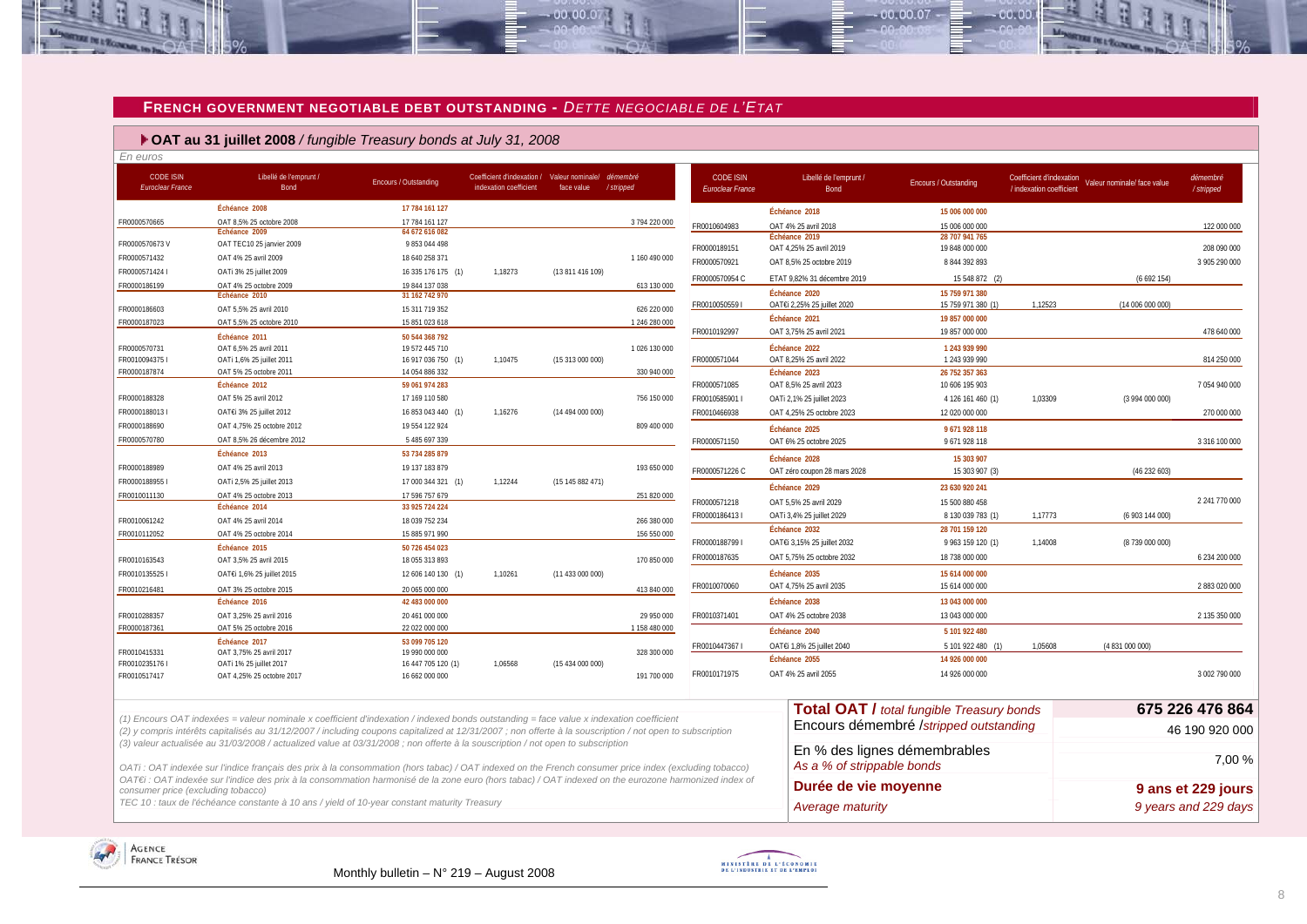## FRENCH GOVERNMENT NEGOTIABLE DEBT OUTSTANDING - *DETTE NEGOCIABLE DE L'ETAT*

### OAT au 31 juillet 2008 / *fungible Treasury bonds at July 31, 2008*

*En euros*

| CODE ISIN *Euroclear France* | Libellé de l'emprunt / Bond | Encours / Outstanding | Coefficient d'indexation / indexation coefficient | Valeur nominale/ face value | démembré / stripped |
|---|---|---|---|---|---|
| | **Échéance 2008** | **17 784 161 127** | | | |
| FR0000570665 | OAT 8,5% 25 octobre 2008 | 17 784 161 127 | | | 3 794 220 000 |
| | **Échéance 2009** | **64 672 616 082** | | | |
| FR0000570673 V | OAT TEC10 25 janvier 2009 | 9 853 044 498 | | | |
| FR0000571432 | OAT 4% 25 avril 2009 | 18 640 258 371 | | | 1 160 490 000 |
| FR0000571424 I | OATi 3% 25 juillet 2009 | 16 335 176 175 (1) | 1,18273 | (13 811 416 109) | |
| FR0000186199 | OAT 4% 25 octobre 2009 | 19 844 137 038 | | | 613 130 000 |
| | **Échéance 2010** | **31 162 742 970** | | | |
| FR0000186603 | OAT 5,5% 25 avril 2010 | 15 311 719 352 | | | 626 220 000 |
| FR0000187023 | OAT 5,5% 25 octobre 2010 | 15 851 023 618 | | | 1 246 280 000 |
| | **Échéance 2011** | **50 544 368 792** | | | |
| FR0000570731 | OAT 6,5% 25 avril 2011 | 19 572 445 710 | | | 1 026 130 000 |
| FR0010094375 I | OATi 1,6% 25 juillet 2011 | 16 917 036 750 (1) | 1,10475 | (15 313 000 000) | |
| FR0000187874 | OAT 5% 25 octobre 2011 | 14 054 886 332 | | | 330 940 000 |
| | **Échéance 2012** | **59 061 974 283** | | | |
| FR0000188328 | OAT 5% 25 avril 2012 | 17 169 110 580 | | | 756 150 000 |
| FR0000188013 I | OAT€i 3% 25 juillet 2012 | 16 853 043 440 (1) | 1,16276 | (14 494 000 000) | |
| FR0000188690 | OAT 4,75% 25 octobre 2012 | 19 554 122 924 | | | 809 400 000 |
| FR0000570780 | OAT 8,5% 26 décembre 2012 | 5 485 697 339 | | | |
| | **Échéance 2013** | **53 734 285 879** | | | |
| FR0000188989 | OAT 4% 25 avril 2013 | 19 137 183 879 | | | 193 650 000 |
| FR0000188955 I | OATi 2,5% 25 juillet 2013 | 17 000 344 321 (1) | 1,12244 | (15 145 882 471) | |
| FR0010011130 | OAT 4% 25 octobre 2013 | 17 596 757 679 | | | 251 820 000 |
| | **Échéance 2014** | **33 925 724 224** | | | |
| FR0010061242 | OAT 4% 25 avril 2014 | 18 039 752 234 | | | 266 380 000 |
| FR0010112052 | OAT 4% 25 octobre 2014 | 15 885 971 990 | | | 156 550 000 |
| | **Échéance 2015** | **50 726 454 023** | | | |
| FR0010163543 | OAT 3,5% 25 avril 2015 | 18 055 313 893 | | | 170 850 000 |
| FR0010135525 I | OAT€i 1,6% 25 juillet 2015 | 12 606 140 130 (1) | 1,10261 | (11 433 000 000) | |
| FR0010216481 | OAT 3% 25 octobre 2015 | 20 065 000 000 | | | 413 840 000 |
| | **Échéance 2016** | **42 483 000 000** | | | |
| FR0010288357 | OAT 3,25% 25 avril 2016 | 20 461 000 000 | | | 29 950 000 |
| FR0000187361 | OAT 5% 25 octobre 2016 | 22 022 000 000 | | | 1 158 480 000 |
| | **Échéance 2017** | **53 099 705 120** | | | |
| FR0010415331 | OAT 3,75% 25 avril 2017 | 19 990 000 000 | | | 328 300 000 |
| FR0010235176 I | OATi 1% 25 juillet 2017 | 16 447 705 120 (1) | 1,06568 | (15 434 000 000) | |
| FR0010517417 | OAT 4,25% 25 octobre 2017 | 16 662 000 000 | | | 191 700 000 |
| | **Échéance 2018** | **15 006 000 000** | | | |
| FR0010604983 | OAT 4% 25 avril 2018 | 15 006 000 000 | | | 122 000 000 |
| | **Échéance 2019** | **28 707 941 765** | | | |
| FR0000189151 | OAT 4,25% 25 avril 2019 | 19 848 000 000 | | | 208 090 000 |
| FR0000570921 | OAT 8,5% 25 octobre 2019 | 8 844 392 893 | | | 3 905 290 000 |
| FR0000570954 C | ETAT 9,82% 31 décembre 2019 | 15 548 872 (2) | | (6 692 154) | |
| | **Échéance 2020** | **15 759 971 380** | | | |
| FR0010050559 I | OAT€i 2,25% 25 juillet 2020 | 15 759 971 380 (1) | 1,12523 | (14 006 000 000) | |
| | **Échéance 2021** | **19 857 000 000** | | | |
| FR0010192997 | OAT 3,75% 25 avril 2021 | 19 857 000 000 | | | 478 640 000 |
| | **Échéance 2022** | **1 243 939 990** | | | |
| FR0000571044 | OAT 8,25% 25 avril 2022 | 1 243 939 990 | | | 814 250 000 |
| | **Échéance 2023** | **26 752 357 363** | | | |
| FR0000571085 | OAT 8,5% 25 avril 2023 | 10 606 195 903 | | | 7 054 940 000 |
| FR0010585901 I | OATi 2,1% 25 juillet 2023 | 4 126 161 460 (1) | 1,03309 | (3 994 000 000) | |
| FR0010466938 | OAT 4,25% 25 octobre 2023 | 12 020 000 000 | | | 270 000 000 |
| | **Échéance 2025** | **9 671 928 118** | | | |
| FR0000571150 | OAT 6% 25 octobre 2025 | 9 671 928 118 | | | 3 316 100 000 |
| | **Échéance 2028** | **15 303 907** | | | |
| FR0000571226 C | OAT zéro coupon 28 mars 2028 | 15 303 907 (3) | | (46 232 603) | |
| | **Échéance 2029** | **23 630 920 241** | | | |
| FR0000571218 | OAT 5,5% 25 avril 2029 | 15 500 880 458 | | | 2 241 770 000 |
| FR0000186413 I | OATi 3,4% 25 juillet 2029 | 8 130 039 783 (1) | 1,17773 | (6 903 144 000) | |
| | **Échéance 2032** | **28 701 159 120** | | | |
| FR0000188799 I | OAT€i 3,15% 25 juillet 2032 | 9 963 159 120 (1) | 1,14008 | (8 739 000 000) | |
| FR0000187635 | OAT 5,75% 25 octobre 2032 | 18 738 000 000 | | | 6 234 200 000 |
| | **Échéance 2035** | **15 614 000 000** | | | |
| FR0010070060 | OAT 4,75% 25 avril 2035 | 15 614 000 000 | | | 2 883 020 000 |
| | **Échéance 2038** | **13 043 000 000** | | | |
| FR0010371401 | OAT 4% 25 octobre 2038 | 13 043 000 000 | | | 2 135 350 000 |
| | **Échéance 2040** | **5 101 922 480** | | | |
| FR0010447367 I | OAT€i 1,8% 25 juillet 2040 | 5 101 922 480 (1) | 1,05608 | (4 831 000 000) | |
| | **Échéance 2055** | **14 926 000 000** | | | |
| FR0010171975 | OAT 4% 25 avril 2055 | 14 926 000 000 | | | 3 002 790 000 |

| | |
|---|---|
| **Total OAT /** *total fungible Treasury bonds* | **675 226 476 864** |
| Encours démembré /*stripped outstanding* | 46 190 920 000 |
| En % des lignes démembrables *As a % of strippable bonds* | 7,00 % |
| **Durée de vie moyenne** *Average maturity* | **9 ans et 229 jours** *9 years and 229 days* |

*(1) Encours OAT indexées = valeur nominale x coefficient d'indexation / indexed bonds outstanding = face value x indexation coefficient*
*(2) y compris intérêts capitalisés au 31/12/2007 / including coupons capitalized at 12/31/2007 ; non offerte à la souscription / not open to subscription*
*(3) valeur actualisée au 31/03/2008 / actualized value at 03/31/2008 ; non offerte à la souscription / not open to subscription*

*OATi : OAT indexée sur l'indice français des prix à la consommation (hors tabac) / OAT indexed on the French consumer price index (excluding tobacco)*
*OAT€i : OAT indexée sur l'indice des prix à la consommation harmonisé de la zone euro (hors tabac) / OAT indexed on the eurozone harmonized index of consumer price (excluding tobacco)*
*TEC 10 : taux de l'échéance constante à 10 ans / yield of 10-year constant maturity Treasury*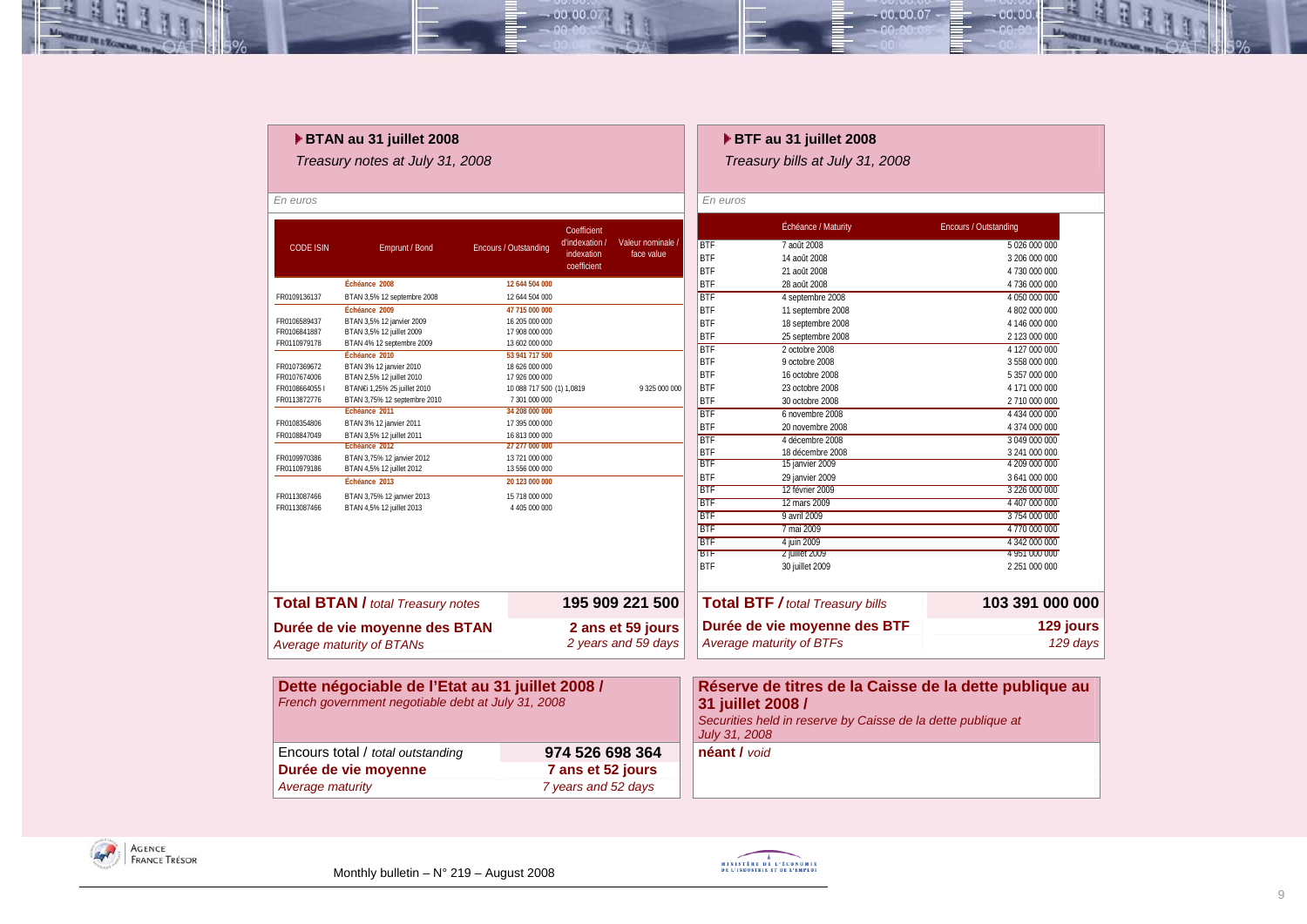## BTAN au 31 juillet 2008

*Treasury notes at July 31, 2008*

*En euros*

| CODE ISIN | Emprunt / Bond | Encours / Outstanding | Coefficient d'indexation / indexation coefficient | Valeur nominale / face value |
|---|---|---|---|---|
| | **Échéance 2008** | **12 644 504 000** | | |
| FR0109136137 | BTAN 3,5% 12 septembre 2008 | 12 644 504 000 | | |
| | **Échéance 2009** | **47 715 000 000** | | |
| FR0106589437 | BTAN 3,5% 12 janvier 2009 | 16 205 000 000 | | |
| FR0106841887 | BTAN 3,5% 12 juillet 2009 | 17 908 000 000 | | |
| FR0110979178 | BTAN 4% 12 septembre 2009 | 13 602 000 000 | | |
| | **Échéance 2010** | **53 941 717 500** | | |
| FR0107369672 | BTAN 3% 12 janvier 2010 | 18 626 000 000 | | |
| FR0107674006 | BTAN 2,5% 12 juillet 2010 | 17 926 000 000 | | |
| FR0108664055 I | BTAN€i 1,25% 25 juillet 2010 | 10 088 717 500 (1) | 1,0819 | 9 325 000 000 |
| FR0113872776 | BTAN 3,75% 12 septembre 2010 | 7 301 000 000 | | |
| | **Échéance 2011** | **34 208 000 000** | | |
| FR0108354806 | BTAN 3% 12 janvier 2011 | 17 395 000 000 | | |
| FR0108847049 | BTAN 3,5% 12 juillet 2011 | 16 813 000 000 | | |
| | **Échéance 2012** | **27 277 000 000** | | |
| FR0109970386 | BTAN 3,75% 12 janvier 2012 | 13 721 000 000 | | |
| FR0110979186 | BTAN 4,5% 12 juillet 2012 | 13 556 000 000 | | |
| | **Échéance 2013** | **20 123 000 000** | | |
| FR0113087466 | BTAN 3,75% 12 janvier 2013 | 15 718 000 000 | | |
| FR0113087466 | BTAN 4,5% 12 juillet 2013 | 4 405 000 000 | | |

**Total BTAN /** *total Treasury notes* **195 909 221 500**

**Durée de vie moyenne des BTAN** **2 ans et 59 jours**

*Average maturity of BTANs* *2 years and 59 days*

## BTF au 31 juillet 2008

*Treasury bills at July 31, 2008*

*En euros*

| | Échéance / Maturity | Encours / Outstanding |
|---|---|---|
| BTF | 7 août 2008 | 5 026 000 000 |
| BTF | 14 août 2008 | 3 206 000 000 |
| BTF | 21 août 2008 | 4 730 000 000 |
| BTF | 28 août 2008 | 4 736 000 000 |
| BTF | 4 septembre 2008 | 4 050 000 000 |
| BTF | 11 septembre 2008 | 4 802 000 000 |
| BTF | 18 septembre 2008 | 4 146 000 000 |
| BTF | 25 septembre 2008 | 2 123 000 000 |
| BTF | 2 octobre 2008 | 4 127 000 000 |
| BTF | 9 octobre 2008 | 3 558 000 000 |
| BTF | 16 octobre 2008 | 5 357 000 000 |
| BTF | 23 octobre 2008 | 4 171 000 000 |
| BTF | 30 octobre 2008 | 2 710 000 000 |
| BTF | 6 novembre 2008 | 4 434 000 000 |
| BTF | 20 novembre 2008 | 4 374 000 000 |
| BTF | 4 décembre 2008 | 3 049 000 000 |
| BTF | 18 décembre 2008 | 3 241 000 000 |
| BTF | 15 janvier 2009 | 4 209 000 000 |
| BTF | 29 janvier 2009 | 3 641 000 000 |
| BTF | 12 février 2009 | 3 226 000 000 |
| BTF | 12 mars 2009 | 4 407 000 000 |
| BTF | 9 avril 2009 | 3 754 000 000 |
| BTF | 7 mai 2009 | 4 770 000 000 |
| BTF | 4 juin 2009 | 4 342 000 000 |
| BTF | 2 juillet 2009 | 4 951 000 000 |
| BTF | 30 juillet 2009 | 2 251 000 000 |

**Total BTF /** *total Treasury bills* **103 391 000 000**

**Durée de vie moyenne des BTF** **129 jours**

*Average maturity of BTFs* *129 days*

## Dette négociable de l'Etat au 31 juillet 2008 /

*French government negotiable debt at July 31, 2008*

Encours total / *total outstanding* **974 526 698 364**

**Durée de vie moyenne** **7 ans et 52 jours**

*Average maturity* *7 years and 52 days*

## Réserve de titres de la Caisse de la dette publique au 31 juillet 2008 /

*Securities held in reserve by Caisse de la dette publique at July 31, 2008*

**néant /** *void*

Monthly bulletin – N° 219 – August 2008